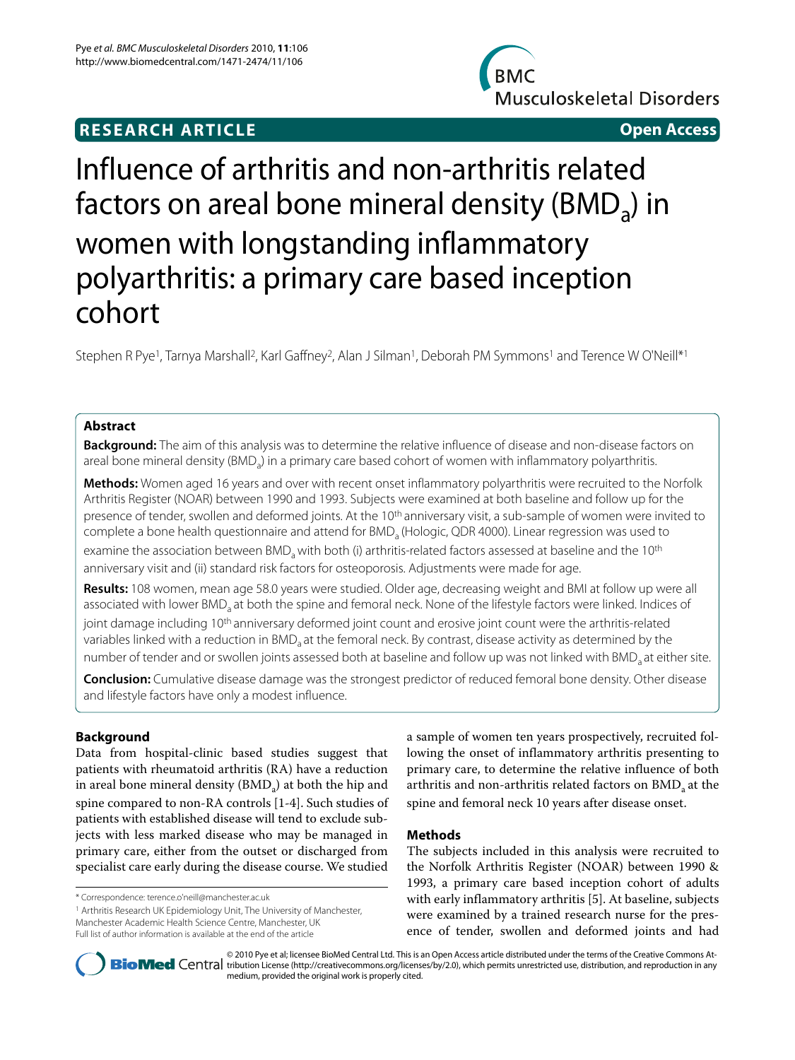**RESEARCH ARTICLE** **Open Access**

# Influence of arthritis and non-arthritis related factors on areal bone mineral density ($BMD_a$) in women with longstanding inflammatory polyarthritis: a primary care based inception cohort

Stephen R Pye[1], Tarnya Marshall[2], Karl Gaffney[2], Alan J Silman[1], Deborah PM Symmons[1] and Terence W O'Neill*[1]

## Abstract

**Background:** The aim of this analysis was to determine the relative influence of disease and non-disease factors on areal bone mineral density ($BMD_a$) in a primary care based cohort of women with inflammatory polyarthritis.

**Methods:** Women aged 16 years and over with recent onset inflammatory polyarthritis were recruited to the Norfolk Arthritis Register (NOAR) between 1990 and 1993. Subjects were examined at both baseline and follow up for the presence of tender, swollen and deformed joints. At the 10th anniversary visit, a sub-sample of women were invited to complete a bone health questionnaire and attend for $BMD_a$ (Hologic, QDR 4000). Linear regression was used to examine the association between $BMD_a$ with both (i) arthritis-related factors assessed at baseline and the 10th anniversary visit and (ii) standard risk factors for osteoporosis. Adjustments were made for age.

**Results:** 108 women, mean age 58.0 years were studied. Older age, decreasing weight and BMI at follow up were all associated with lower $BMD_a$ at both the spine and femoral neck. None of the lifestyle factors were linked. Indices of joint damage including 10th anniversary deformed joint count and erosive joint count were the arthritis-related variables linked with a reduction in $BMD_a$ at the femoral neck. By contrast, disease activity as determined by the number of tender and or swollen joints assessed both at baseline and follow up was not linked with $BMD_a$ at either site.

**Conclusion:** Cumulative disease damage was the strongest predictor of reduced femoral bone density. Other disease and lifestyle factors have only a modest influence.

## Background

Data from hospital-clinic based studies suggest that patients with rheumatoid arthritis (RA) have a reduction in areal bone mineral density ($BMD_a$) at both the hip and spine compared to non-RA controls [1-4]. Such studies of patients with established disease will tend to exclude subjects with less marked disease who may be managed in primary care, either from the outset or discharged from specialist care early during the disease course. We studied a sample of women ten years prospectively, recruited following the onset of inflammatory arthritis presenting to primary care, to determine the relative influence of both arthritis and non-arthritis related factors on $BMD_a$ at the spine and femoral neck 10 years after disease onset.

## Methods

The subjects included in this analysis were recruited to the Norfolk Arthritis Register (NOAR) between 1990 & 1993, a primary care based inception cohort of adults with early inflammatory arthritis [5]. At baseline, subjects were examined by a trained research nurse for the presence of tender, swollen and deformed joints and had

\* Correspondence: terence.o'neill@manchester.ac.uk

[1] Arthritis Research UK Epidemiology Unit, The University of Manchester, Manchester Academic Health Science Centre, Manchester, UK

Full list of author information is available at the end of the article

© 2010 Pye et al; licensee BioMed Central Ltd. This is an Open Access article distributed under the terms of the Creative Commons Attribution License (http://creativecommons.org/licenses/by/2.0), which permits unrestricted use, distribution, and reproduction in any medium, provided the original work is properly cited.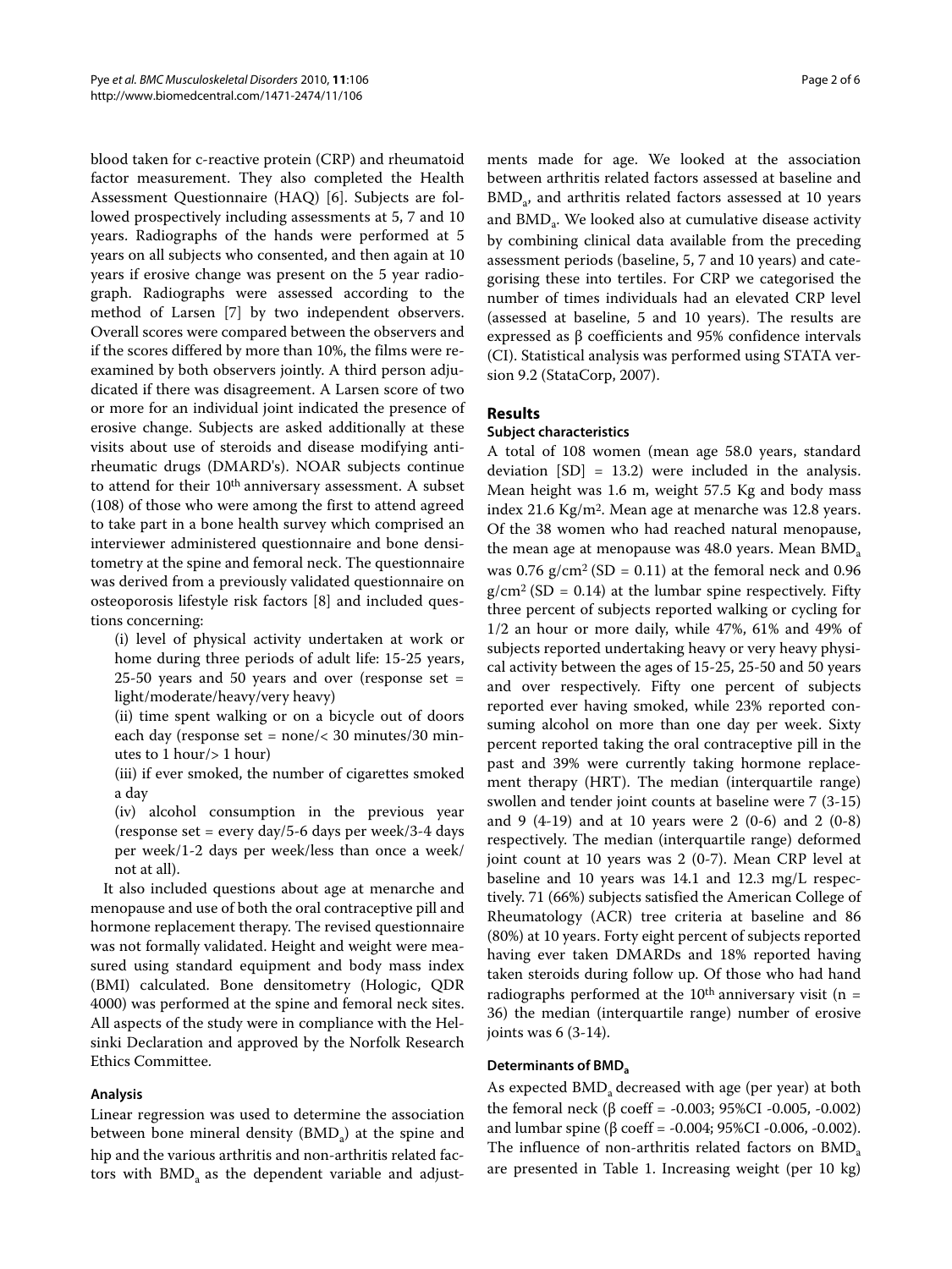blood taken for c-reactive protein (CRP) and rheumatoid factor measurement. They also completed the Health Assessment Questionnaire (HAQ) [6]. Subjects are followed prospectively including assessments at 5, 7 and 10 years. Radiographs of the hands were performed at 5 years on all subjects who consented, and then again at 10 years if erosive change was present on the 5 year radiograph. Radiographs were assessed according to the method of Larsen [7] by two independent observers. Overall scores were compared between the observers and if the scores differed by more than 10%, the films were re-examined by both observers jointly. A third person adjudicated if there was disagreement. A Larsen score of two or more for an individual joint indicated the presence of erosive change. Subjects are asked additionally at these visits about use of steroids and disease modifying anti-rheumatic drugs (DMARD's). NOAR subjects continue to attend for their 10[th] anniversary assessment. A subset (108) of those who were among the first to attend agreed to take part in a bone health survey which comprised an interviewer administered questionnaire and bone densitometry at the spine and femoral neck. The questionnaire was derived from a previously validated questionnaire on osteoporosis lifestyle risk factors [8] and included questions concerning:

(i) level of physical activity undertaken at work or home during three periods of adult life: 15-25 years, 25-50 years and 50 years and over (response set = light/moderate/heavy/very heavy)

(ii) time spent walking or on a bicycle out of doors each day (response set = none/< 30 minutes/30 minutes to 1 hour/> 1 hour)

(iii) if ever smoked, the number of cigarettes smoked a day

(iv) alcohol consumption in the previous year (response set = every day/5-6 days per week/3-4 days per week/1-2 days per week/less than once a week/not at all).

It also included questions about age at menarche and menopause and use of both the oral contraceptive pill and hormone replacement therapy. The revised questionnaire was not formally validated. Height and weight were measured using standard equipment and body mass index (BMI) calculated. Bone densitometry (Hologic, QDR 4000) was performed at the spine and femoral neck sites. All aspects of the study were in compliance with the Helsinki Declaration and approved by the Norfolk Research Ethics Committee.

### Analysis

Linear regression was used to determine the association between bone mineral density ($BMD_a$) at the spine and hip and the various arthritis and non-arthritis related factors with $BMD_a$ as the dependent variable and adjustments made for age. We looked at the association between arthritis related factors assessed at baseline and $BMD_a$, and arthritis related factors assessed at 10 years and $BMD_a$. We looked also at cumulative disease activity by combining clinical data available from the preceding assessment periods (baseline, 5, 7 and 10 years) and categorising these into tertiles. For CRP we categorised the number of times individuals had an elevated CRP level (assessed at baseline, 5 and 10 years). The results are expressed as β coefficients and 95% confidence intervals (CI). Statistical analysis was performed using STATA version 9.2 (StataCorp, 2007).

## Results

### Subject characteristics

A total of 108 women (mean age 58.0 years, standard deviation [SD] = 13.2) were included in the analysis. Mean height was 1.6 m, weight 57.5 Kg and body mass index 21.6 Kg/m$^2$. Mean age at menarche was 12.8 years. Of the 38 women who had reached natural menopause, the mean age at menopause was 48.0 years. Mean $BMD_a$ was 0.76 g/cm$^2$ (SD = 0.11) at the femoral neck and 0.96 g/cm$^2$ (SD = 0.14) at the lumbar spine respectively. Fifty three percent of subjects reported walking or cycling for 1/2 an hour or more daily, while 47%, 61% and 49% of subjects reported undertaking heavy or very heavy physical activity between the ages of 15-25, 25-50 and 50 years and over respectively. Fifty one percent of subjects reported ever having smoked, while 23% reported consuming alcohol on more than one day per week. Sixty percent reported taking the oral contraceptive pill in the past and 39% were currently taking hormone replacement therapy (HRT). The median (interquartile range) swollen and tender joint counts at baseline were 7 (3-15) and 9 (4-19) and at 10 years were 2 (0-6) and 2 (0-8) respectively. The median (interquartile range) deformed joint count at 10 years was 2 (0-7). Mean CRP level at baseline and 10 years was 14.1 and 12.3 mg/L respectively. 71 (66%) subjects satisfied the American College of Rheumatology (ACR) tree criteria at baseline and 86 (80%) at 10 years. Forty eight percent of subjects reported having ever taken DMARDs and 18% reported having taken steroids during follow up. Of those who had hand radiographs performed at the 10[th] anniversary visit (n = 36) the median (interquartile range) number of erosive joints was 6 (3-14).

### Determinants of $BMD_a$

As expected $BMD_a$ decreased with age (per year) at both the femoral neck (β coeff = -0.003; 95%CI -0.005, -0.002) and lumbar spine (β coeff = -0.004; 95%CI -0.006, -0.002). The influence of non-arthritis related factors on $BMD_a$ are presented in Table 1. Increasing weight (per 10 kg)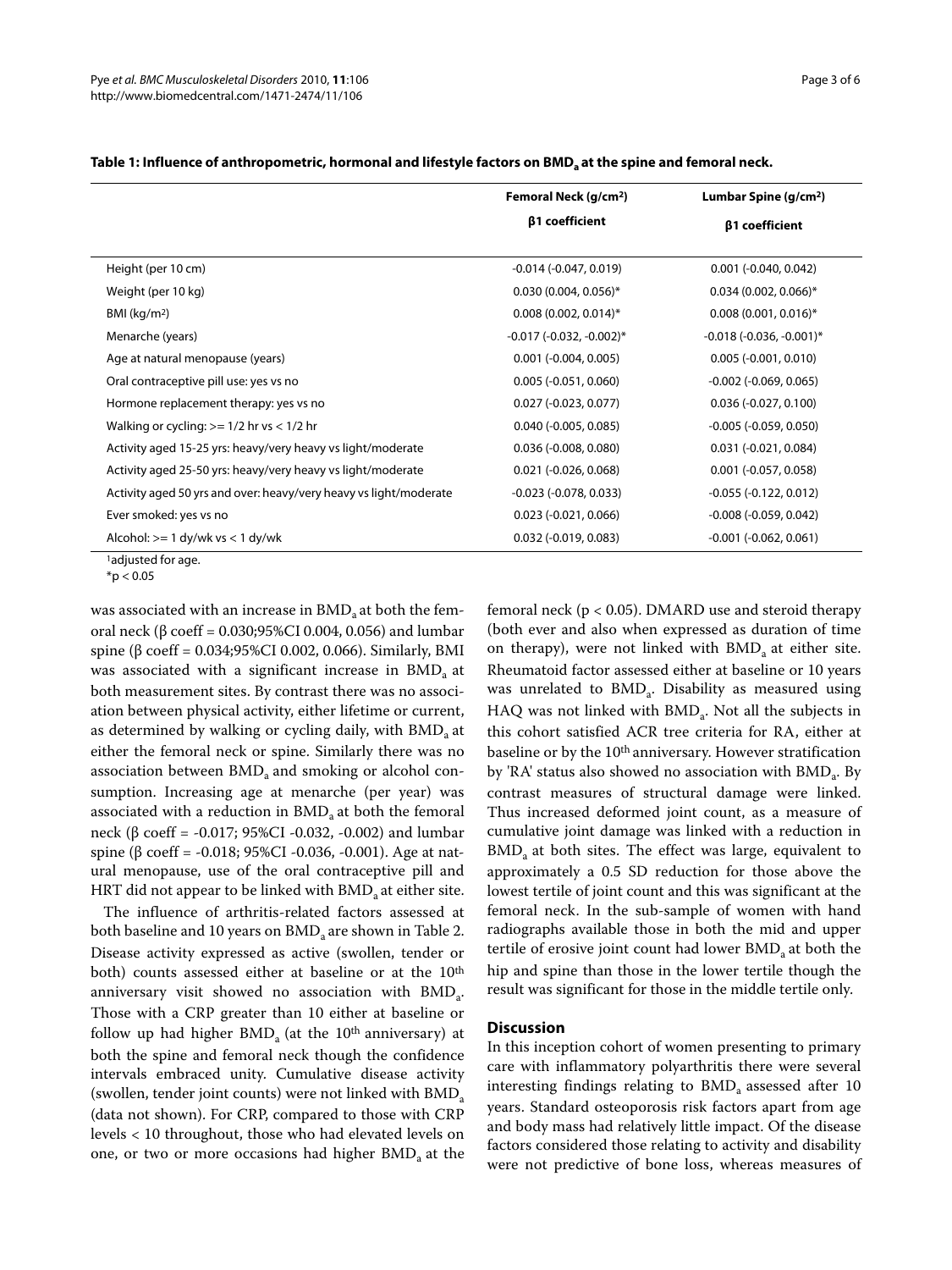**Table 1: Influence of anthropometric, hormonal and lifestyle factors on $BMD_a$ at the spine and femoral neck.**

| | Femoral Neck (g/cm²) β1 coefficient | Lumbar Spine (g/cm²) β1 coefficient |
|---|---|---|
| Height (per 10 cm) | -0.014 (-0.047, 0.019) | 0.001 (-0.040, 0.042) |
| Weight (per 10 kg) | 0.030 (0.004, 0.056)* | 0.034 (0.002, 0.066)* |
| BMI (kg/m²) | 0.008 (0.002, 0.014)* | 0.008 (0.001, 0.016)* |
| Menarche (years) | -0.017 (-0.032, -0.002)* | -0.018 (-0.036, -0.001)* |
| Age at natural menopause (years) | 0.001 (-0.004, 0.005) | 0.005 (-0.001, 0.010) |
| Oral contraceptive pill use: yes vs no | 0.005 (-0.051, 0.060) | -0.002 (-0.069, 0.065) |
| Hormone replacement therapy: yes vs no | 0.027 (-0.023, 0.077) | 0.036 (-0.027, 0.100) |
| Walking or cycling: >= 1/2 hr vs < 1/2 hr | 0.040 (-0.005, 0.085) | -0.005 (-0.059, 0.050) |
| Activity aged 15-25 yrs: heavy/very heavy vs light/moderate | 0.036 (-0.008, 0.080) | 0.031 (-0.021, 0.084) |
| Activity aged 25-50 yrs: heavy/very heavy vs light/moderate | 0.021 (-0.026, 0.068) | 0.001 (-0.057, 0.058) |
| Activity aged 50 yrs and over: heavy/very heavy vs light/moderate | -0.023 (-0.078, 0.033) | -0.055 (-0.122, 0.012) |
| Ever smoked: yes vs no | 0.023 (-0.021, 0.066) | -0.008 (-0.059, 0.042) |
| Alcohol: >= 1 dy/wk vs < 1 dy/wk | 0.032 (-0.019, 0.083) | -0.001 (-0.062, 0.061) |

[1]adjusted for age.
*$p < 0.05$

was associated with an increase in $BMD_a$ at both the femoral neck (β coeff = 0.030;95%CI 0.004, 0.056) and lumbar spine (β coeff = 0.034;95%CI 0.002, 0.066). Similarly, BMI was associated with a significant increase in $BMD_a$ at both measurement sites. By contrast there was no association between physical activity, either lifetime or current, as determined by walking or cycling daily, with $BMD_a$ at either the femoral neck or spine. Similarly there was no association between $BMD_a$ and smoking or alcohol consumption. Increasing age at menarche (per year) was associated with a reduction in $BMD_a$ at both the femoral neck (β coeff = -0.017; 95%CI -0.032, -0.002) and lumbar spine (β coeff = -0.018; 95%CI -0.036, -0.001). Age at natural menopause, use of the oral contraceptive pill and HRT did not appear to be linked with $BMD_a$ at either site.

The influence of arthritis-related factors assessed at both baseline and 10 years on $BMD_a$ are shown in Table 2. Disease activity expressed as active (swollen, tender or both) counts assessed either at baseline or at the 10th anniversary visit showed no association with $BMD_a$. Those with a CRP greater than 10 either at baseline or follow up had higher $BMD_a$ (at the 10th anniversary) at both the spine and femoral neck though the confidence intervals embraced unity. Cumulative disease activity (swollen, tender joint counts) were not linked with $BMD_a$ (data not shown). For CRP, compared to those with CRP levels < 10 throughout, those who had elevated levels on one, or two or more occasions had higher $BMD_a$ at the femoral neck ($p < 0.05$). DMARD use and steroid therapy (both ever and also when expressed as duration of time on therapy), were not linked with $BMD_a$ at either site. Rheumatoid factor assessed either at baseline or 10 years was unrelated to $BMD_a$. Disability as measured using HAQ was not linked with $BMD_a$. Not all the subjects in this cohort satisfied ACR tree criteria for RA, either at baseline or by the 10th anniversary. However stratification by 'RA' status also showed no association with $BMD_a$. By contrast measures of structural damage were linked. Thus increased deformed joint count, as a measure of cumulative joint damage was linked with a reduction in $BMD_a$ at both sites. The effect was large, equivalent to approximately a 0.5 SD reduction for those above the lowest tertile of joint count and this was significant at the femoral neck. In the sub-sample of women with hand radiographs available those in both the mid and upper tertile of erosive joint count had lower $BMD_a$ at both the hip and spine than those in the lower tertile though the result was significant for those in the middle tertile only.

## Discussion

In this inception cohort of women presenting to primary care with inflammatory polyarthritis there were several interesting findings relating to $BMD_a$ assessed after 10 years. Standard osteoporosis risk factors apart from age and body mass had relatively little impact. Of the disease factors considered those relating to activity and disability were not predictive of bone loss, whereas measures of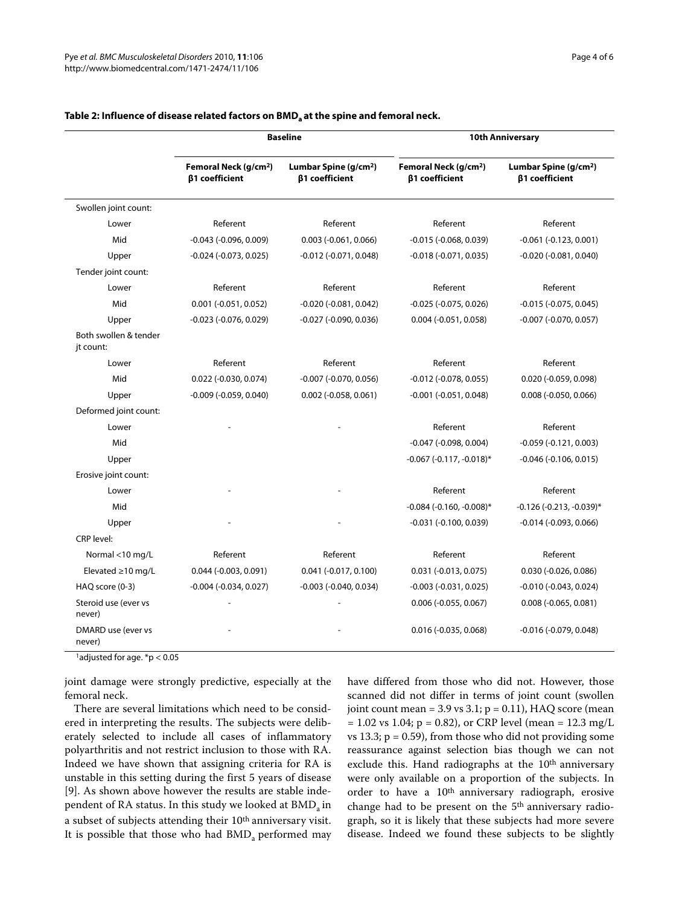**Table 2: Influence of disease related factors on $BMD_a$ at the spine and femoral neck.**

| | Baseline | | 10th Anniversary | |
|---|---|---|---|---|
| | Femoral Neck ($g/cm^2$) β1 coefficient | Lumbar Spine ($g/cm^2$) β1 coefficient | Femoral Neck ($g/cm^2$) β1 coefficient | Lumbar Spine ($g/cm^2$) β1 coefficient |
| Swollen joint count: | | | | |
| Lower | Referent | Referent | Referent | Referent |
| Mid | -0.043 (-0.096, 0.009) | 0.003 (-0.061, 0.066) | -0.015 (-0.068, 0.039) | -0.061 (-0.123, 0.001) |
| Upper | -0.024 (-0.073, 0.025) | -0.012 (-0.071, 0.048) | -0.018 (-0.071, 0.035) | -0.020 (-0.081, 0.040) |
| Tender joint count: | | | | |
| Lower | Referent | Referent | Referent | Referent |
| Mid | 0.001 (-0.051, 0.052) | -0.020 (-0.081, 0.042) | -0.025 (-0.075, 0.026) | -0.015 (-0.075, 0.045) |
| Upper | -0.023 (-0.076, 0.029) | -0.027 (-0.090, 0.036) | 0.004 (-0.051, 0.058) | -0.007 (-0.070, 0.057) |
| Both swollen & tender jt count: | | | | |
| Lower | Referent | Referent | Referent | Referent |
| Mid | 0.022 (-0.030, 0.074) | -0.007 (-0.070, 0.056) | -0.012 (-0.078, 0.055) | 0.020 (-0.059, 0.098) |
| Upper | -0.009 (-0.059, 0.040) | 0.002 (-0.058, 0.061) | -0.001 (-0.051, 0.048) | 0.008 (-0.050, 0.066) |
| Deformed joint count: | | | | |
| Lower | - | - | Referent | Referent |
| Mid | | | -0.047 (-0.098, 0.004) | -0.059 (-0.121, 0.003) |
| Upper | | | -0.067 (-0.117, -0.018)* | -0.046 (-0.106, 0.015) |
| Erosive joint count: | | | | |
| Lower | - | - | Referent | Referent |
| Mid | - | - | -0.084 (-0.160, -0.008)* | -0.126 (-0.213, -0.039)* |
| Upper | - | - | -0.031 (-0.100, 0.039) | -0.014 (-0.093, 0.066) |
| CRP level: | | | | |
| Normal <10 mg/L | Referent | Referent | Referent | Referent |
| Elevated ≥10 mg/L | 0.044 (-0.003, 0.091) | 0.041 (-0.017, 0.100) | 0.031 (-0.013, 0.075) | 0.030 (-0.026, 0.086) |
| HAQ score (0-3) | -0.004 (-0.034, 0.027) | -0.003 (-0.040, 0.034) | -0.003 (-0.031, 0.025) | -0.010 (-0.043, 0.024) |
| Steroid use (ever vs never) | - | - | 0.006 (-0.055, 0.067) | 0.008 (-0.065, 0.081) |
| DMARD use (ever vs never) | - | - | 0.016 (-0.035, 0.068) | -0.016 (-0.079, 0.048) |

[1]adjusted for age. *$p < 0.05$

joint damage were strongly predictive, especially at the femoral neck.

There are several limitations which need to be considered in interpreting the results. The subjects were deliberately selected to include all cases of inflammatory polyarthritis and not restrict inclusion to those with RA. Indeed we have shown that assigning criteria for RA is unstable in this setting during the first 5 years of disease [9]. As shown above however the results are stable independent of RA status. In this study we looked at $BMD_a$ in a subset of subjects attending their 10th anniversary visit. It is possible that those who had $BMD_a$ performed may have differed from those who did not. However, those scanned did not differ in terms of joint count (swollen joint count mean = 3.9 vs 3.1; p = 0.11), HAQ score (mean = 1.02 vs 1.04; p = 0.82), or CRP level (mean = 12.3 mg/L vs 13.3; p = 0.59), from those who did not providing some reassurance against selection bias though we can not exclude this. Hand radiographs at the 10th anniversary were only available on a proportion of the subjects. In order to have a 10th anniversary radiograph, erosive change had to be present on the 5th anniversary radiograph, so it is likely that these subjects had more severe disease. Indeed we found these subjects to be slightly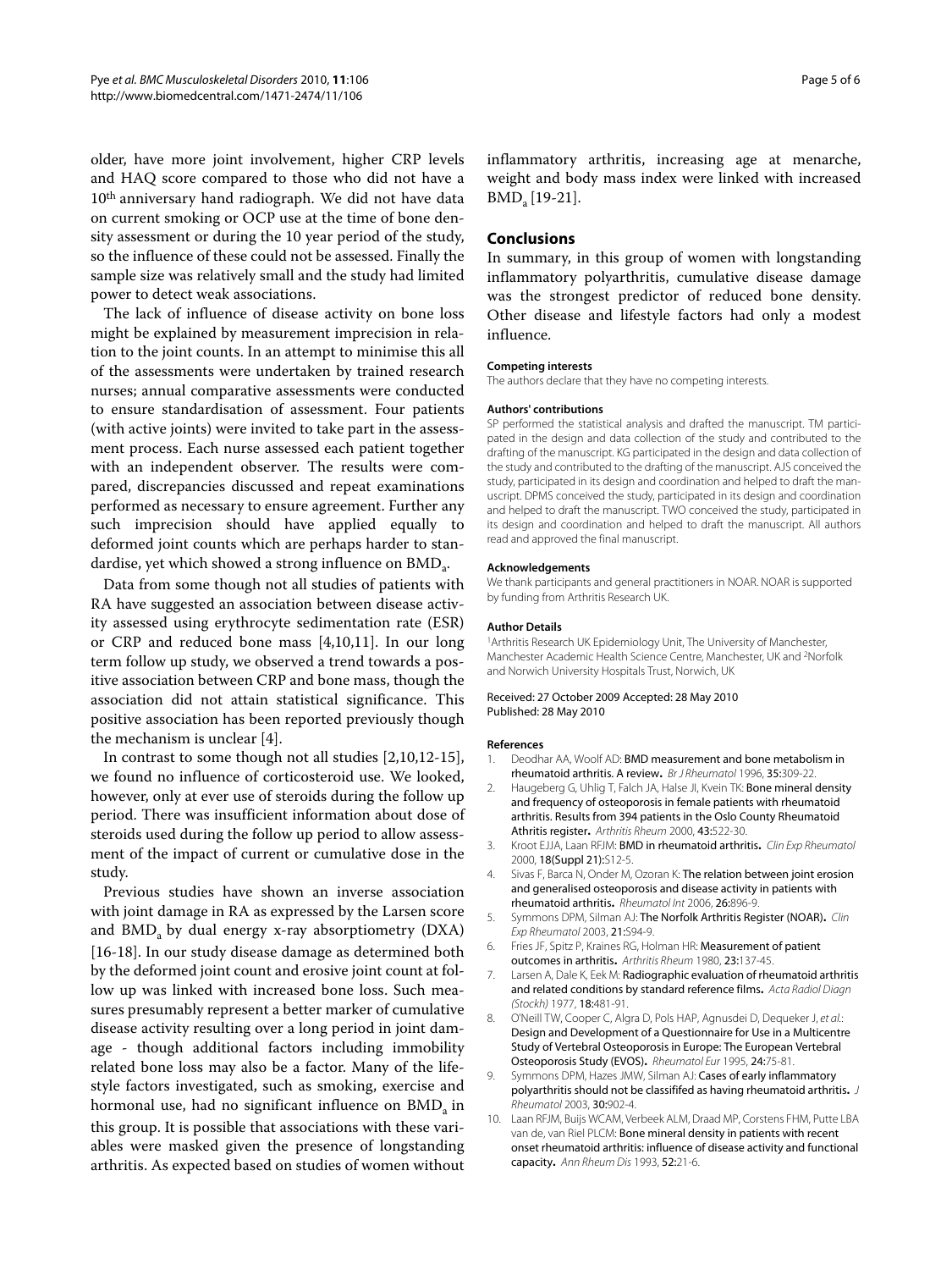older, have more joint involvement, higher CRP levels and HAQ score compared to those who did not have a 10[th] anniversary hand radiograph. We did not have data on current smoking or OCP use at the time of bone density assessment or during the 10 year period of the study, so the influence of these could not be assessed. Finally the sample size was relatively small and the study had limited power to detect weak associations.

The lack of influence of disease activity on bone loss might be explained by measurement imprecision in relation to the joint counts. In an attempt to minimise this all of the assessments were undertaken by trained research nurses; annual comparative assessments were conducted to ensure standardisation of assessment. Four patients (with active joints) were invited to take part in the assessment process. Each nurse assessed each patient together with an independent observer. The results were compared, discrepancies discussed and repeat examinations performed as necessary to ensure agreement. Further any such imprecision should have applied equally to deformed joint counts which are perhaps harder to standardise, yet which showed a strong influence on $BMD_a$.

Data from some though not all studies of patients with RA have suggested an association between disease activity assessed using erythrocyte sedimentation rate (ESR) or CRP and reduced bone mass [4,10,11]. In our long term follow up study, we observed a trend towards a positive association between CRP and bone mass, though the association did not attain statistical significance. This positive association has been reported previously though the mechanism is unclear [4].

In contrast to some though not all studies [2,10,12-15], we found no influence of corticosteroid use. We looked, however, only at ever use of steroids during the follow up period. There was insufficient information about dose of steroids used during the follow up period to allow assessment of the impact of current or cumulative dose in the study.

Previous studies have shown an inverse association with joint damage in RA as expressed by the Larsen score and $BMD_a$ by dual energy x-ray absorptiometry (DXA) [16-18]. In our study disease damage as determined both by the deformed joint count and erosive joint count at follow up was linked with increased bone loss. Such measures presumably represent a better marker of cumulative disease activity resulting over a long period in joint damage - though additional factors including immobility related bone loss may also be a factor. Many of the lifestyle factors investigated, such as smoking, exercise and hormonal use, had no significant influence on $BMD_a$ in this group. It is possible that associations with these variables were masked given the presence of longstanding arthritis. As expected based on studies of women without inflammatory arthritis, increasing age at menarche, weight and body mass index were linked with increased $BMD_a$ [19-21].

## Conclusions

In summary, in this group of women with longstanding inflammatory polyarthritis, cumulative disease damage was the strongest predictor of reduced bone density. Other disease and lifestyle factors had only a modest influence.

#### Competing interests

The authors declare that they have no competing interests.

#### Authors' contributions

SP performed the statistical analysis and drafted the manuscript. TM participated in the design and data collection of the study and contributed to the drafting of the manuscript. KG participated in the design and data collection of the study and contributed to the drafting of the manuscript. AJS conceived the study, participated in its design and coordination and helped to draft the manuscript. DPMS conceived the study, participated in its design and coordination and helped to draft the manuscript. TWO conceived the study, participated in its design and coordination and helped to draft the manuscript. All authors read and approved the final manuscript.

#### Acknowledgements

We thank participants and general practitioners in NOAR. NOAR is supported by funding from Arthritis Research UK.

#### Author Details

[1]Arthritis Research UK Epidemiology Unit, The University of Manchester, Manchester Academic Health Science Centre, Manchester, UK and [2]Norfolk and Norwich University Hospitals Trust, Norwich, UK

Received: 27 October 2009 Accepted: 28 May 2010
Published: 28 May 2010

#### References

1. Deodhar AA, Woolf AD: **BMD measurement and bone metabolism in rheumatoid arthritis. A review.** *Br J Rheumatol* 1996, **35:**309-22.
2. Haugeberg G, Uhlig T, Falch JA, Halse JI, Kvein TK: **Bone mineral density and frequency of osteoporosis in female patients with rheumatoid arthritis. Results from 394 patients in the Oslo County Rheumatoid Athritis register.** *Arthritis Rheum* 2000, **43:**522-30.
3. Kroot EJJA, Laan RFJM: **BMD in rheumatoid arthritis.** *Clin Exp Rheumatol* 2000, **18(Suppl 21):**S12-5.
4. Sivas F, Barca N, Onder M, Ozoran K: **The relation between joint erosion and generalised osteoporosis and disease activity in patients with rheumatoid arthritis.** *Rheumatol Int* 2006, **26:**896-9.
5. Symmons DPM, Silman AJ: **The Norfolk Arthritis Register (NOAR).** *Clin Exp Rheumatol* 2003, **21:**S94-9.
6. Fries JF, Spitz P, Kraines RG, Holman HR: **Measurement of patient outcomes in arthritis.** *Arthritis Rheum* 1980, **23:**137-45.
7. Larsen A, Dale K, Eek M: **Radiographic evaluation of rheumatoid arthritis and related conditions by standard reference films.** *Acta Radiol Diagn (Stockh)* 1977, **18:**481-91.
8. O'Neill TW, Cooper C, Algra D, Pols HAP, Agnusdei D, Dequeker J, *et al.*: **Design and Development of a Questionnaire for Use in a Multicentre Study of Vertebral Osteoporosis in Europe: The European Vertebral Osteoporosis Study (EVOS).** *Rheumatol Eur* 1995, **24:**75-81.
9. Symmons DPM, Hazes JMW, Silman AJ: **Cases of early inflammatory polyarthritis should not be classififed as having rheumatoid arthritis.** *J Rheumatol* 2003, **30:**902-4.
10. Laan RFJM, Buijs WCAM, Verbeek ALM, Draad MP, Corstens FHM, Putte LBA van de, van Riel PLCM: **Bone mineral density in patients with recent onset rheumatoid arthritis: influence of disease activity and functional capacity.** *Ann Rheum Dis* 1993, **52:**21-6.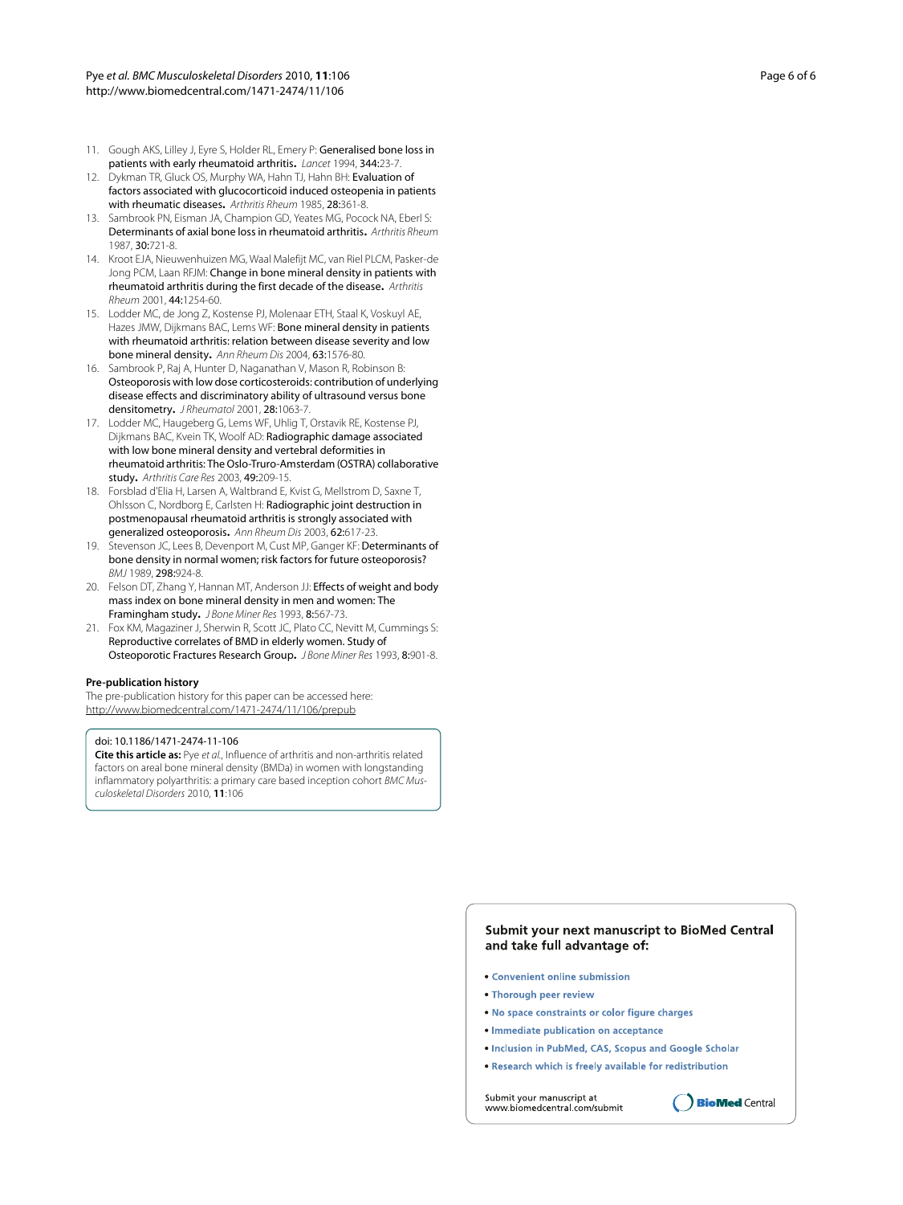11. Gough AKS, Lilley J, Eyre S, Holder RL, Emery P: **Generalised bone loss in patients with early rheumatoid arthritis.** *Lancet* 1994, **344**:23-7.
12. Dykman TR, Gluck OS, Murphy WA, Hahn TJ, Hahn BH: **Evaluation of factors associated with glucocorticoid induced osteopenia in patients with rheumatic diseases.** *Arthritis Rheum* 1985, **28**:361-8.
13. Sambrook PN, Eisman JA, Champion GD, Yeates MG, Pocock NA, Eberl S: **Determinants of axial bone loss in rheumatoid arthritis.** *Arthritis Rheum* 1987, **30**:721-8.
14. Kroot EJA, Nieuwenhuizen MG, Waal Malefijt MC, van Riel PLCM, Pasker-de Jong PCM, Laan RFJM: **Change in bone mineral density in patients with rheumatoid arthritis during the first decade of the disease.** *Arthritis Rheum* 2001, **44**:1254-60.
15. Lodder MC, de Jong Z, Kostense PJ, Molenaar ETH, Staal K, Voskuyl AE, Hazes JMW, Dijkmans BAC, Lems WF: **Bone mineral density in patients with rheumatoid arthritis: relation between disease severity and low bone mineral density.** *Ann Rheum Dis* 2004, **63**:1576-80.
16. Sambrook P, Raj A, Hunter D, Naganathan V, Mason R, Robinson B: **Osteoporosis with low dose corticosteroids: contribution of underlying disease effects and discriminatory ability of ultrasound versus bone densitometry.** *J Rheumatol* 2001, **28**:1063-7.
17. Lodder MC, Haugeberg G, Lems WF, Uhlig T, Orstavik RE, Kostense PJ, Dijkmans BAC, Kvein TK, Woolf AD: **Radiographic damage associated with low bone mineral density and vertebral deformities in rheumatoid arthritis: The Oslo-Truro-Amsterdam (OSTRA) collaborative study.** *Arthritis Care Res* 2003, **49**:209-15.
18. Forsblad d'Elia H, Larsen A, Waltbrand E, Kvist G, Mellstrom D, Saxne T, Ohlsson C, Nordborg E, Carlsten H: **Radiographic joint destruction in postmenopausal rheumatoid arthritis is strongly associated with generalized osteoporosis.** *Ann Rheum Dis* 2003, **62**:617-23.
19. Stevenson JC, Lees B, Devenport M, Cust MP, Ganger KF: **Determinants of bone density in normal women; risk factors for future osteoporosis?** *BMJ* 1989, **298**:924-8.
20. Felson DT, Zhang Y, Hannan MT, Anderson JJ: **Effects of weight and body mass index on bone mineral density in men and women: The Framingham study.** *J Bone Miner Res* 1993, **8**:567-73.
21. Fox KM, Magaziner J, Sherwin R, Scott JC, Plato CC, Nevitt M, Cummings S: **Reproductive correlates of BMD in elderly women. Study of Osteoporotic Fractures Research Group.** *J Bone Miner Res* 1993, **8**:901-8.

### Pre-publication history

The pre-publication history for this paper can be accessed here:
http://www.biomedcentral.com/1471-2474/11/106/prepub

doi: 10.1186/1471-2474-11-106

**Cite this article as:** Pye *et al.*, Influence of arthritis and non-arthritis related factors on areal bone mineral density (BMDa) in women with longstanding inflammatory polyarthritis: a primary care based inception cohort *BMC Musculoskeletal Disorders* 2010, **11**:106

**Submit your next manuscript to BioMed Central and take full advantage of:**

- Convenient online submission
- Thorough peer review
- No space constraints or color figure charges
- Immediate publication on acceptance
- Inclusion in PubMed, CAS, Scopus and Google Scholar
- Research which is freely available for redistribution

Submit your manuscript at www.biomedcentral.com/submit

BioMed Central